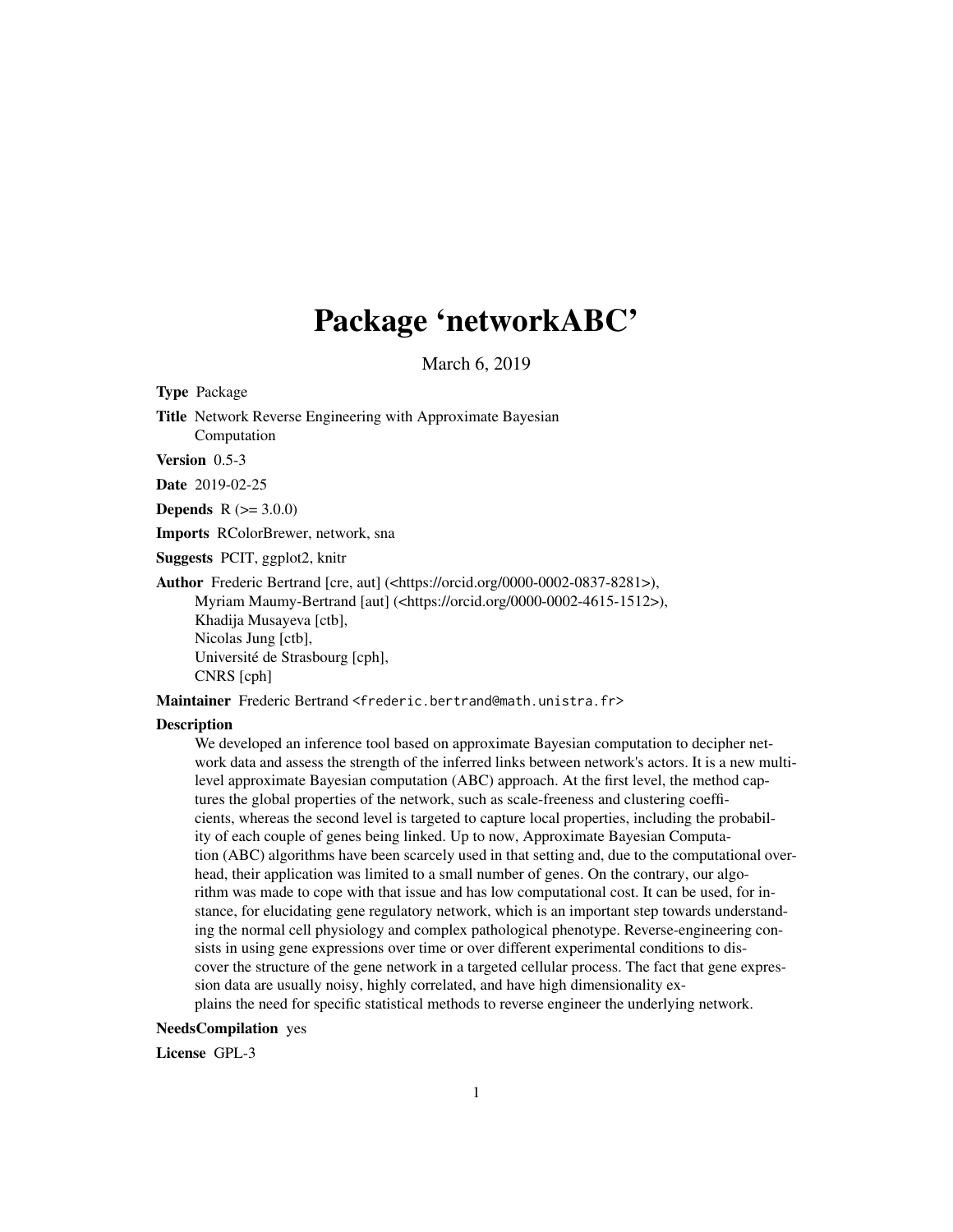# Package 'networkABC'

March 6, 2019

**Type** Package

**Title** Network Reverse Engineering with Approximate Bayesian Computation

**Version** 0.5-3

**Date** 2019-02-25

**Depends** R (>= 3.0.0)

**Imports** RColorBrewer, network, sna

**Suggests** PCIT, ggplot2, knitr

**Author** Frederic Bertrand [cre, aut] (<https://orcid.org/0000-0002-0837-8281>),
Myriam Maumy-Bertrand [aut] (<https://orcid.org/0000-0002-4615-1512>),
Khadija Musayeva [ctb],
Nicolas Jung [ctb],
Université de Strasbourg [cph],
CNRS [cph]

**Maintainer** Frederic Bertrand <frederic.bertrand@math.unistra.fr>

**Description**

We developed an inference tool based on approximate Bayesian computation to decipher network data and assess the strength of the inferred links between network's actors. It is a new multi-level approximate Bayesian computation (ABC) approach. At the first level, the method captures the global properties of the network, such as scale-freeness and clustering coefficients, whereas the second level is targeted to capture local properties, including the probability of each couple of genes being linked. Up to now, Approximate Bayesian Computation (ABC) algorithms have been scarcely used in that setting and, due to the computational overhead, their application was limited to a small number of genes. On the contrary, our algorithm was made to cope with that issue and has low computational cost. It can be used, for instance, for elucidating gene regulatory network, which is an important step towards understanding the normal cell physiology and complex pathological phenotype. Reverse-engineering consists in using gene expressions over time or over different experimental conditions to discover the structure of the gene network in a targeted cellular process. The fact that gene expression data are usually noisy, highly correlated, and have high dimensionality explains the need for specific statistical methods to reverse engineer the underlying network.

**NeedsCompilation** yes

**License** GPL-3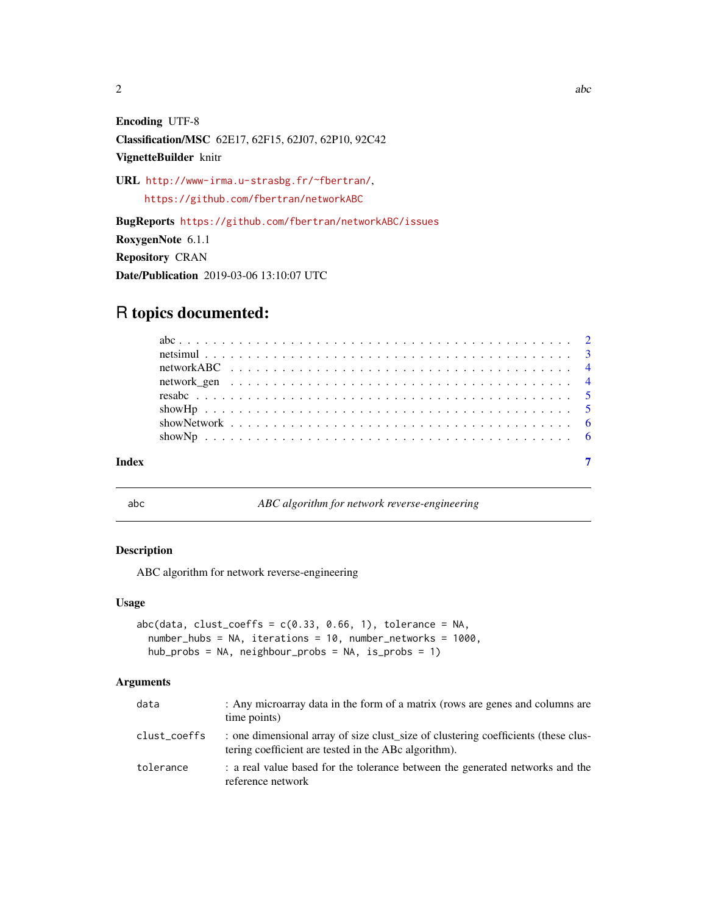**Encoding** UTF-8

**Classification/MSC** 62E17, 62F15, 62J07, 62P10, 92C42

**VignetteBuilder** knitr

**URL** http://www-irma.u-strasbg.fr/~fbertran/,
https://github.com/fbertran/networkABC

**BugReports** https://github.com/fbertran/networkABC/issues

**RoxygenNote** 6.1.1

**Repository** CRAN

**Date/Publication** 2019-03-06 13:10:07 UTC

# R topics documented:

- abc . . . . . 2
- netsimul . . . . . 3
- networkABC . . . . . 4
- network_gen . . . . . 4
- resabc . . . . . 5
- showHp . . . . . 5
- showNetwork . . . . . 6
- showNp . . . . . 6

**Index** 7

---

## abc — *ABC algorithm for network reverse-engineering*

---

### Description

ABC algorithm for network reverse-engineering

### Usage

```
abc(data, clust_coeffs = c(0.33, 0.66, 1), tolerance = NA,
  number_hubs = NA, iterations = 10, number_networks = 1000,
  hub_probs = NA, neighbour_probs = NA, is_probs = 1)
```

### Arguments

| | |
|---|---|
| data | : Any microarray data in the form of a matrix (rows are genes and columns are time points) |
| clust_coeffs | : one dimensional array of size clust_size of clustering coefficients (these clustering coefficient are tested in the ABc algorithm). |
| tolerance | : a real value based for the tolerance between the generated networks and the reference network |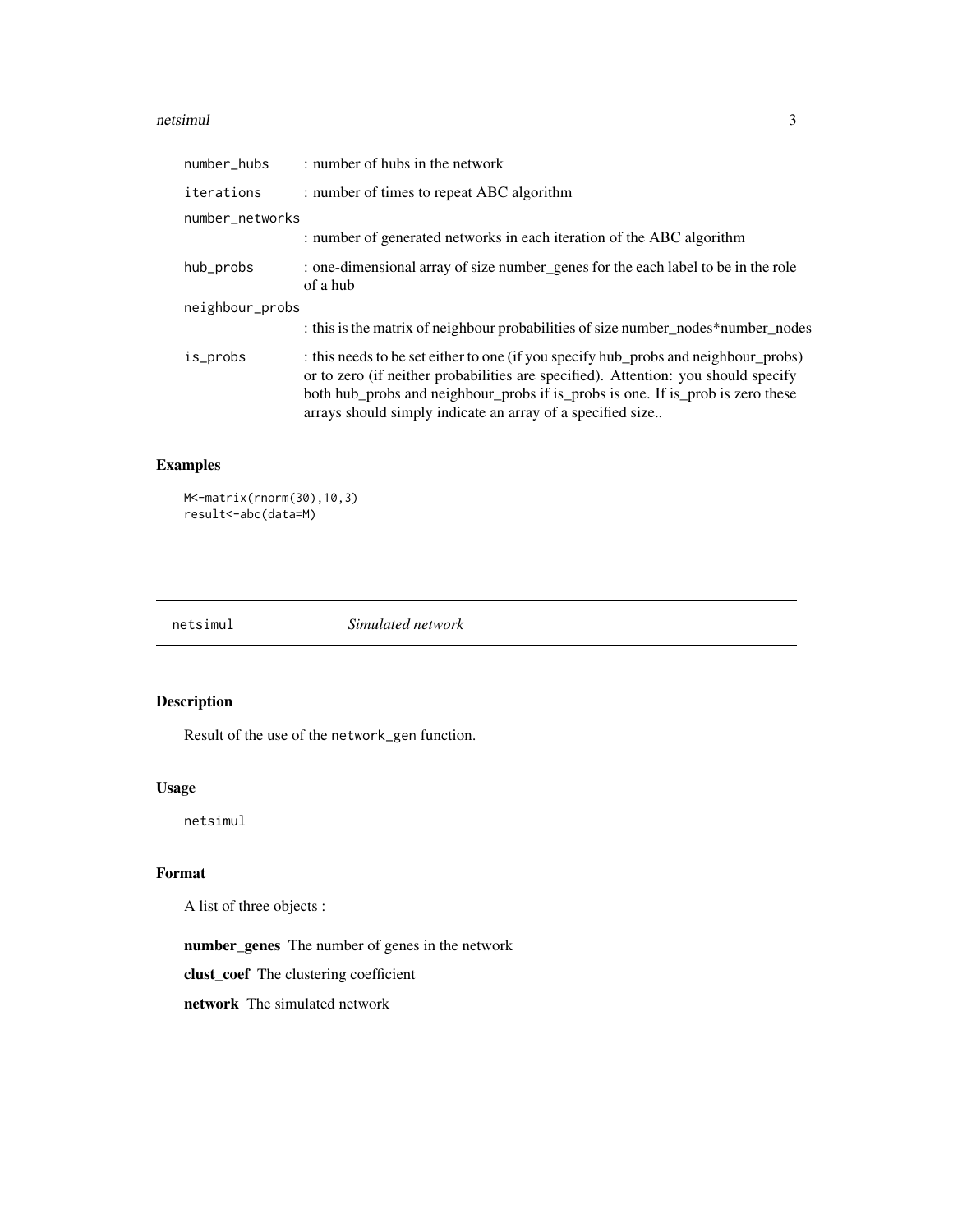| | |
|---|---|
| number_hubs | : number of hubs in the network |
| iterations | : number of times to repeat ABC algorithm |
| number_networks | : number of generated networks in each iteration of the ABC algorithm |
| hub_probs | : one-dimensional array of size number_genes for the each label to be in the role of a hub |
| neighbour_probs | : this is the matrix of neighbour probabilities of size number_nodes*number_nodes |
| is_probs | : this needs to be set either to one (if you specify hub_probs and neighbour_probs) or to zero (if neither probabilities are specified). Attention: you should specify both hub_probs and neighbour_probs if is_probs is one. If is_prob is zero these arrays should simply indicate an array of a specified size.. |

### Examples

```
M<-matrix(rnorm(30),10,3)
result<-abc(data=M)
```

---

## netsimul *Simulated network*

### Description

Result of the use of the network_gen function.

### Usage

```
netsimul
```

### Format

A list of three objects :

**number_genes** The number of genes in the network

**clust_coef** The clustering coefficient

**network** The simulated network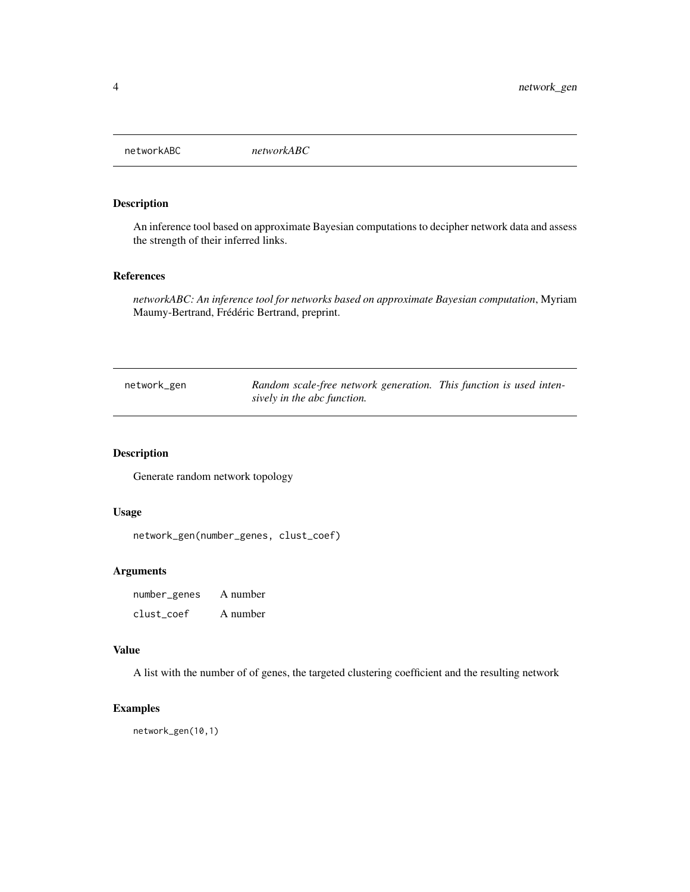networkABC *networkABC*

## Description

An inference tool based on approximate Bayesian computations to decipher network data and assess the strength of their inferred links.

## References

*networkABC: An inference tool for networks based on approximate Bayesian computation*, Myriam Maumy-Bertrand, Frédéric Bertrand, preprint.

---

network_gen *Random scale-free network generation. This function is used intensively in the abc function.*

## Description

Generate random network topology

## Usage

```
network_gen(number_genes, clust_coef)
```

## Arguments

| | |
|---|---|
| number_genes | A number |
| clust_coef | A number |

## Value

A list with the number of of genes, the targeted clustering coefficient and the resulting network

## Examples

```
network_gen(10,1)
```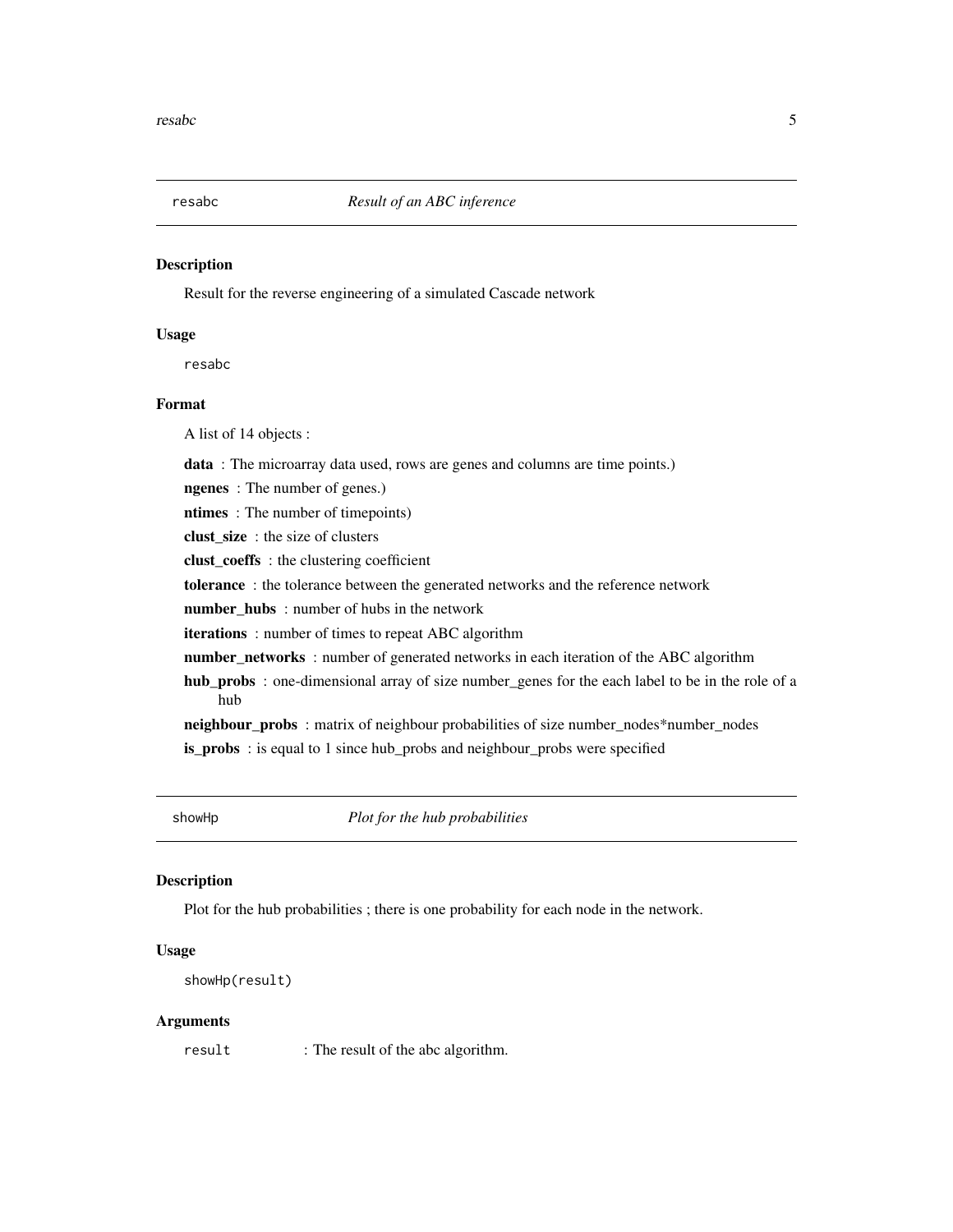## resabc *Result of an ABC inference*

### Description

Result for the reverse engineering of a simulated Cascade network

### Usage

```
resabc
```

### Format

A list of 14 objects :

- **data** : The microarray data used, rows are genes and columns are time points.)
- **ngenes** : The number of genes.)
- **ntimes** : The number of timepoints)
- **clust_size** : the size of clusters
- **clust_coeffs** : the clustering coefficient
- **tolerance** : the tolerance between the generated networks and the reference network
- **number_hubs** : number of hubs in the network
- **iterations** : number of times to repeat ABC algorithm
- **number_networks** : number of generated networks in each iteration of the ABC algorithm
- **hub_probs** : one-dimensional array of size number_genes for the each label to be in the role of a hub
- **neighbour_probs** : matrix of neighbour probabilities of size number_nodes*number_nodes
- **is_probs** : is equal to 1 since hub_probs and neighbour_probs were specified

## showHp *Plot for the hub probabilities*

### Description

Plot for the hub probabilities ; there is one probability for each node in the network.

### Usage

```
showHp(result)
```

### Arguments

| | |
|---|---|
| result | : The result of the abc algorithm. |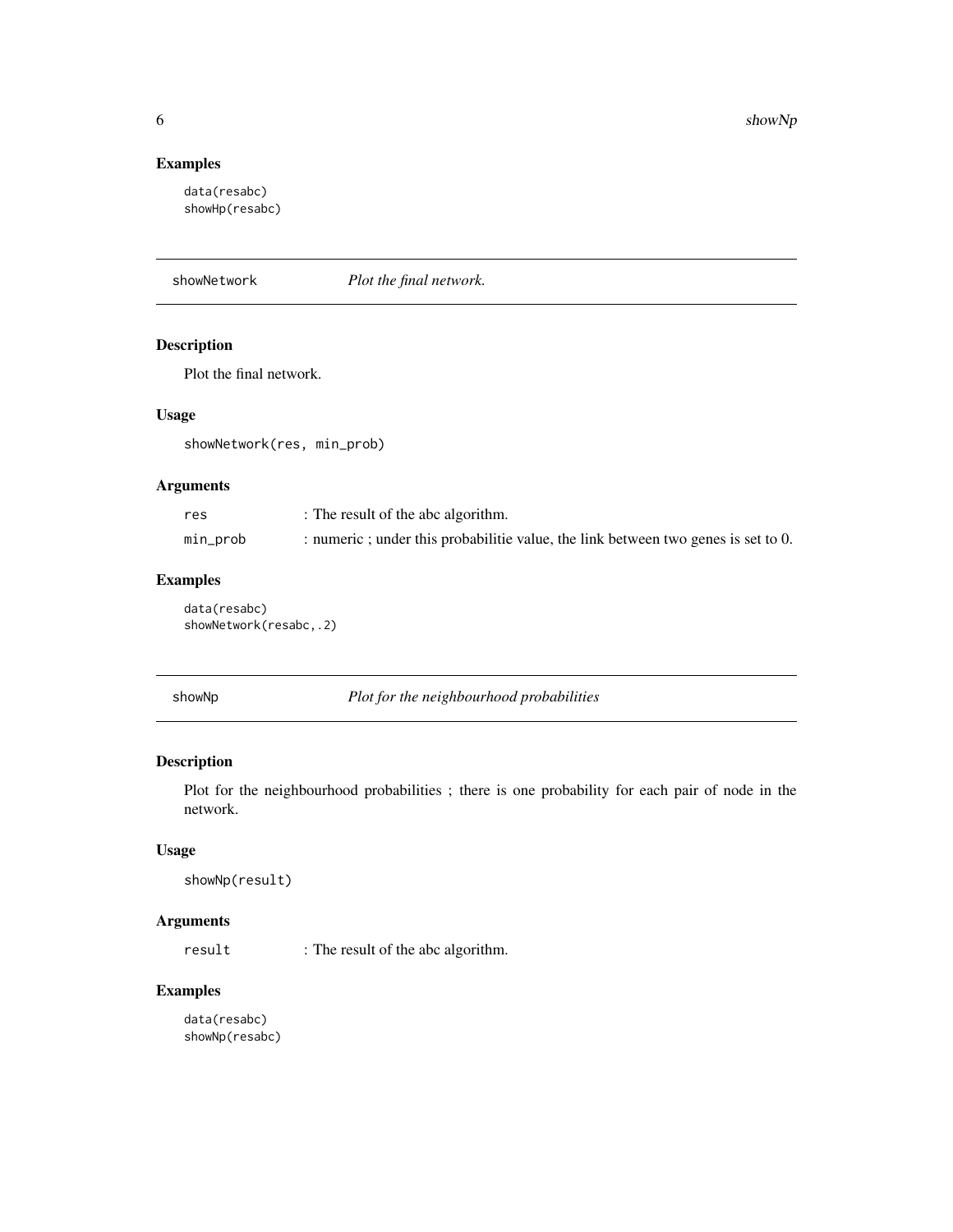## Examples

```
data(resabc)
showHp(resabc)
```

## showNetwork    *Plot the final network.*

### Description

Plot the final network.

### Usage

```
showNetwork(res, min_prob)
```

### Arguments

| | |
|---|---|
| `res` | : The result of the abc algorithm. |
| `min_prob` | : numeric ; under this probabilitie value, the link between two genes is set to 0. |

### Examples

```
data(resabc)
showNetwork(resabc,.2)
```

## showNp    *Plot for the neighbourhood probabilities*

### Description

Plot for the neighbourhood probabilities ; there is one probability for each pair of node in the network.

### Usage

```
showNp(result)
```

### Arguments

| | |
|---|---|
| `result` | : The result of the abc algorithm. |

### Examples

```
data(resabc)
showNp(resabc)
```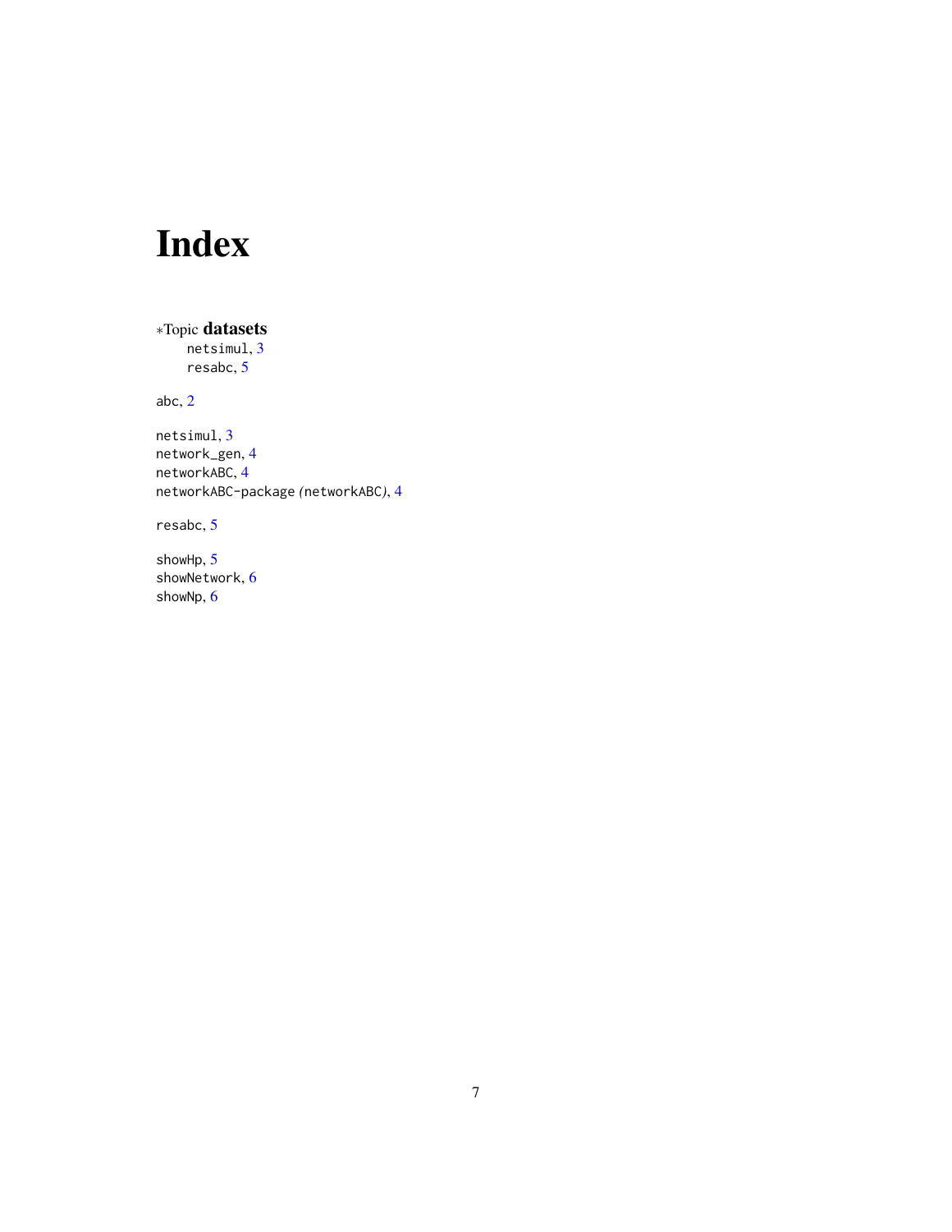# Index

*Topic **datasets**
- netsimul, 3
- resabc, 5

abc, 2

netsimul, 3
network_gen, 4
networkABC, 4
networkABC-package *(networkABC)*, 4

resabc, 5

showHp, 5
showNetwork, 6
showNp, 6